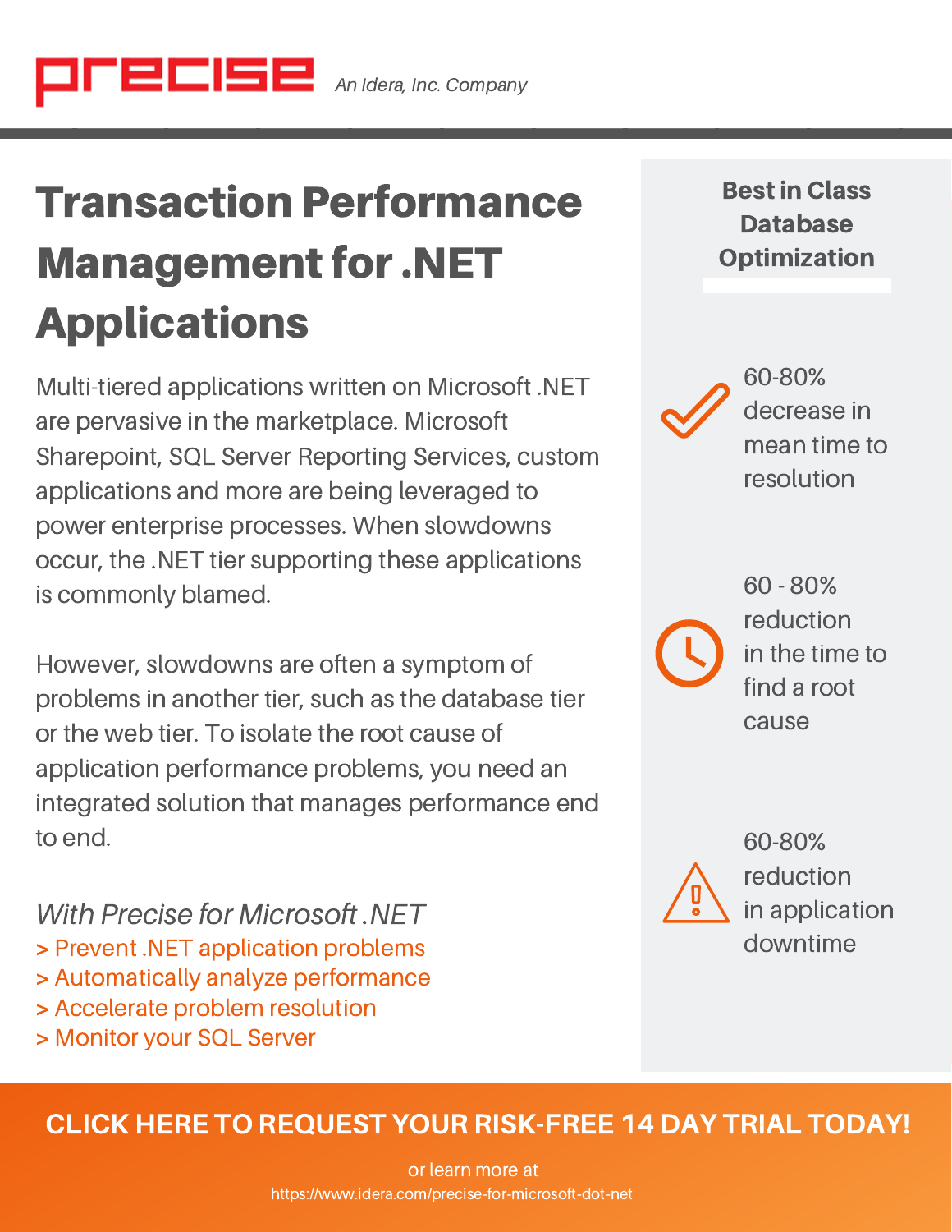Precise *An Idera, Inc. Company*

# Transaction Performance Management for .NET Applications

Multi-tiered applications written on Microsoft .NET are pervasive in the marketplace. Microsoft Sharepoint, SQL Server Reporting Services, custom applications and more are being leveraged to power enterprise processes. When slowdowns occur, the .NET tier supporting these applications is commonly blamed.

However, slowdowns are often a symptom of problems in another tier, such as the database tier or the web tier. To isolate the root cause of application performance problems, you need an integrated solution that manages performance end to end.

*With Precise for Microsoft .NET*

> Prevent .NET application problems
> Automatically analyze performance
> Accelerate problem resolution
> Monitor your SQL Server

## Best in Class Database Optimization

60-80% decrease in mean time to resolution

60 - 80% reduction in the time to find a root cause

60-80% reduction in application downtime

**CLICK HERE TO REQUEST YOUR RISK-FREE 14 DAY TRIAL TODAY!**

or learn more at
https://www.idera.com/precise-for-microsoft-dot-net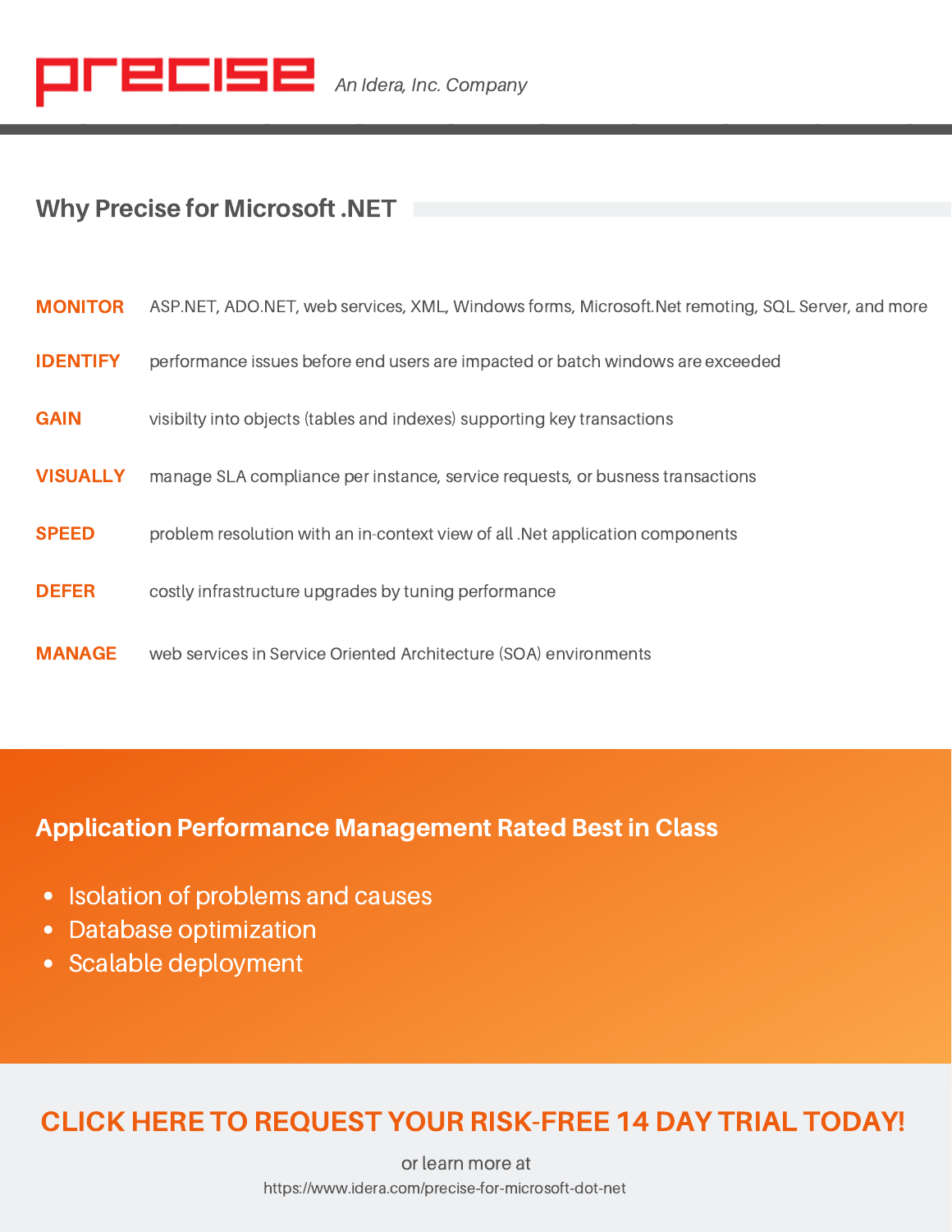precise *An Idera, Inc. Company*

## Why Precise for Microsoft .NET

**MONITOR** ASP.NET, ADO.NET, web services, XML, Windows forms, Microsoft.Net remoting, SQL Server, and more

**IDENTIFY** performance issues before end users are impacted or batch windows are exceeded

**GAIN** visibilty into objects (tables and indexes) supporting key transactions

**VISUALLY** manage SLA compliance per instance, service requests, or busness transactions

**SPEED** problem resolution with an in-context view of all .Net application components

**DEFER** costly infrastructure upgrades by tuning performance

**MANAGE** web services in Service Oriented Architecture (SOA) environments

## Application Performance Management Rated Best in Class

- Isolation of problems and causes
- Database optimization
- Scalable deployment

**CLICK HERE TO REQUEST YOUR RISK-FREE 14 DAY TRIAL TODAY!**

or learn more at

https://www.idera.com/precise-for-microsoft-dot-net